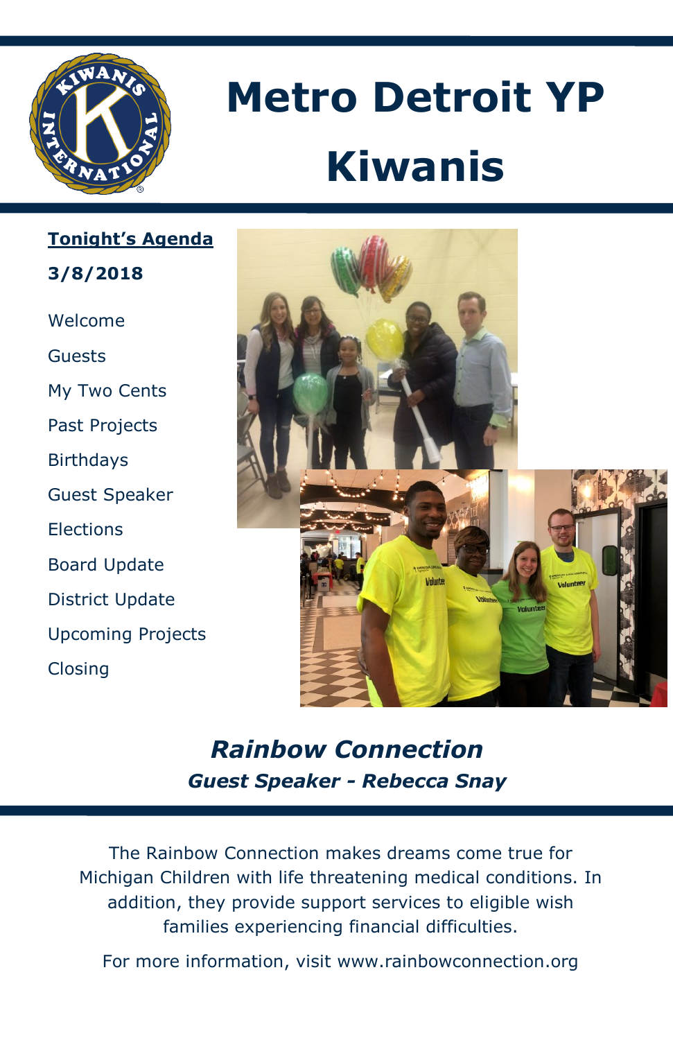# Metro Detroit YP Kiwanis

**Tonight's Agenda**

**3/8/2018**

- Welcome
- Guests
- My Two Cents
- Past Projects
- Birthdays
- Guest Speaker
- Elections
- Board Update
- District Update
- Upcoming Projects
- Closing

## *Rainbow Connection*

### *Guest Speaker - Rebecca Snay*

The Rainbow Connection makes dreams come true for Michigan Children with life threatening medical conditions. In addition, they provide support services to eligible wish families experiencing financial difficulties.

For more information, visit www.rainbowconnection.org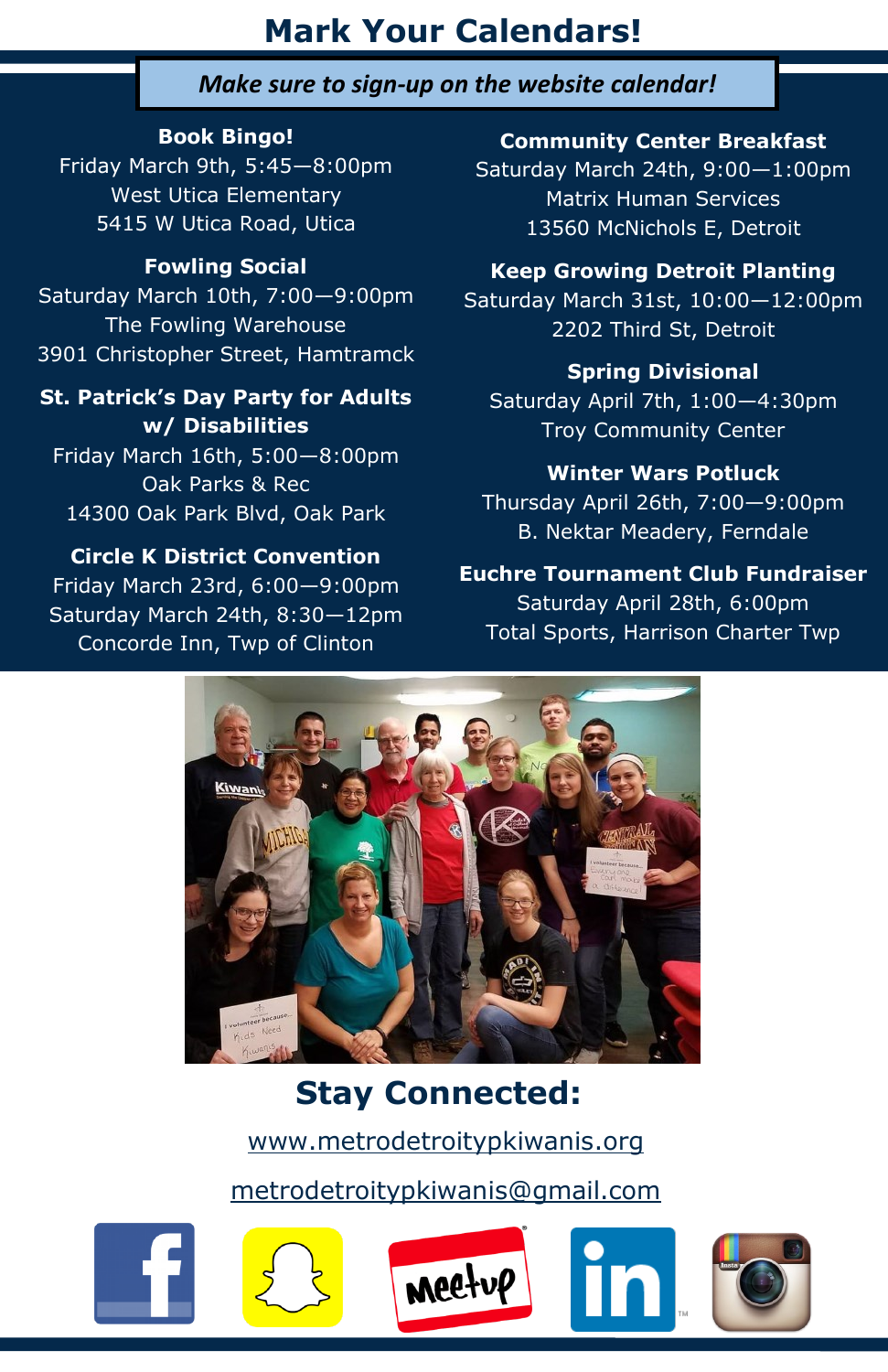# Mark Your Calendars!

***Make sure to sign-up on the website calendar!***

**Book Bingo!**
Friday March 9th, 5:45—8:00pm
West Utica Elementary
5415 W Utica Road, Utica

**Fowling Social**
Saturday March 10th, 7:00—9:00pm
The Fowling Warehouse
3901 Christopher Street, Hamtramck

**St. Patrick's Day Party for Adults w/ Disabilities**
Friday March 16th, 5:00—8:00pm
Oak Parks & Rec
14300 Oak Park Blvd, Oak Park

**Circle K District Convention**
Friday March 23rd, 6:00—9:00pm
Saturday March 24th, 8:30—12pm
Concorde Inn, Twp of Clinton

**Community Center Breakfast**
Saturday March 24th, 9:00—1:00pm
Matrix Human Services
13560 McNichols E, Detroit

**Keep Growing Detroit Planting**
Saturday March 31st, 10:00—12:00pm
2202 Third St, Detroit

**Spring Divisional**
Saturday April 7th, 1:00—4:30pm
Troy Community Center

**Winter Wars Potluck**
Thursday April 26th, 7:00—9:00pm
B. Nektar Meadery, Ferndale

**Euchre Tournament Club Fundraiser**
Saturday April 28th, 6:00pm
Total Sports, Harrison Charter Twp

## Stay Connected:

www.metrodetroitypkiwanis.org

metrodetroitypkiwanis@gmail.com